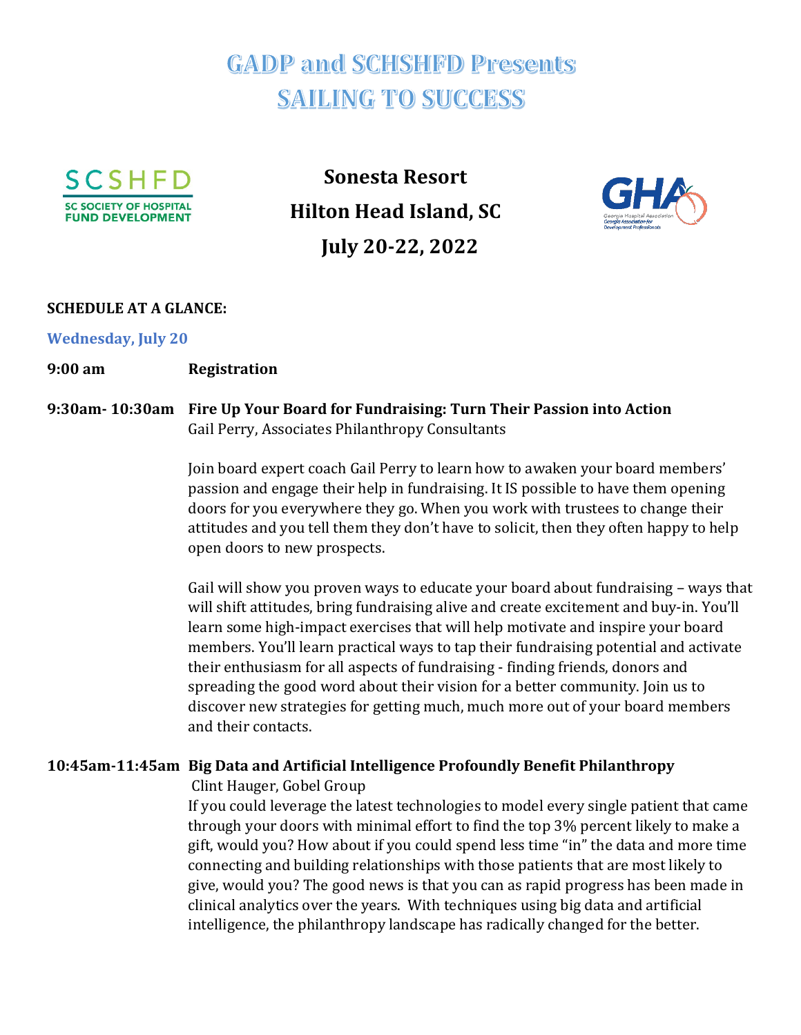# GADP and SCHSHFD Presents
# SAILING TO SUCCESS

SCSHFD
SC SOCIETY OF HOSPITAL FUND DEVELOPMENT

**Sonesta Resort**
**Hilton Head Island, SC**
**July 20-22, 2022**

GHA
Georgia Hospital Association
Georgia Association for Development Professionals

**SCHEDULE AT A GLANCE:**

### Wednesday, July 20

**9:00 am** **Registration**

**9:30am- 10:30am** **Fire Up Your Board for Fundraising: Turn Their Passion into Action**
Gail Perry, Associates Philanthropy Consultants

Join board expert coach Gail Perry to learn how to awaken your board members' passion and engage their help in fundraising. It IS possible to have them opening doors for you everywhere they go. When you work with trustees to change their attitudes and you tell them they don't have to solicit, then they often happy to help open doors to new prospects.

Gail will show you proven ways to educate your board about fundraising – ways that will shift attitudes, bring fundraising alive and create excitement and buy-in. You'll learn some high-impact exercises that will help motivate and inspire your board members. You'll learn practical ways to tap their fundraising potential and activate their enthusiasm for all aspects of fundraising - finding friends, donors and spreading the good word about their vision for a better community. Join us to discover new strategies for getting much, much more out of your board members and their contacts.

**10:45am-11:45am** **Big Data and Artificial Intelligence Profoundly Benefit Philanthropy**
Clint Hauger, Gobel Group
If you could leverage the latest technologies to model every single patient that came through your doors with minimal effort to find the top 3% percent likely to make a gift, would you? How about if you could spend less time "in" the data and more time connecting and building relationships with those patients that are most likely to give, would you? The good news is that you can as rapid progress has been made in clinical analytics over the years. With techniques using big data and artificial intelligence, the philanthropy landscape has radically changed for the better.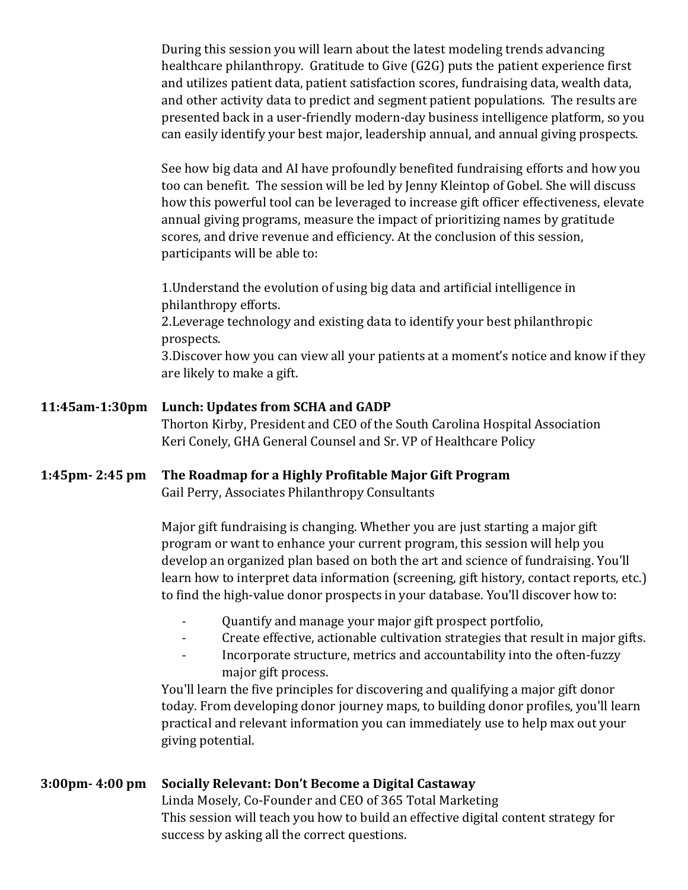During this session you will learn about the latest modeling trends advancing healthcare philanthropy. Gratitude to Give (G2G) puts the patient experience first and utilizes patient data, patient satisfaction scores, fundraising data, wealth data, and other activity data to predict and segment patient populations. The results are presented back in a user-friendly modern-day business intelligence platform, so you can easily identify your best major, leadership annual, and annual giving prospects.

See how big data and AI have profoundly benefited fundraising efforts and how you too can benefit. The session will be led by Jenny Kleintop of Gobel. She will discuss how this powerful tool can be leveraged to increase gift officer effectiveness, elevate annual giving programs, measure the impact of prioritizing names by gratitude scores, and drive revenue and efficiency. At the conclusion of this session, participants will be able to:

1.Understand the evolution of using big data and artificial intelligence in philanthropy efforts.
2.Leverage technology and existing data to identify your best philanthropic prospects.
3.Discover how you can view all your patients at a moment's notice and know if they are likely to make a gift.

**11:45am-1:30pm** **Lunch: Updates from SCHA and GADP**
Thorton Kirby, President and CEO of the South Carolina Hospital Association
Keri Conely, GHA General Counsel and Sr. VP of Healthcare Policy

**1:45pm- 2:45 pm** **The Roadmap for a Highly Profitable Major Gift Program**
Gail Perry, Associates Philanthropy Consultants

Major gift fundraising is changing. Whether you are just starting a major gift program or want to enhance your current program, this session will help you develop an organized plan based on both the art and science of fundraising. You'll learn how to interpret data information (screening, gift history, contact reports, etc.) to find the high-value donor prospects in your database. You'll discover how to:

- Quantify and manage your major gift prospect portfolio,
- Create effective, actionable cultivation strategies that result in major gifts.
- Incorporate structure, metrics and accountability into the often-fuzzy major gift process.

You'll learn the five principles for discovering and qualifying a major gift donor today. From developing donor journey maps, to building donor profiles, you'll learn practical and relevant information you can immediately use to help max out your giving potential.

**3:00pm- 4:00 pm** **Socially Relevant: Don't Become a Digital Castaway**
Linda Mosely, Co-Founder and CEO of 365 Total Marketing
This session will teach you how to build an effective digital content strategy for success by asking all the correct questions.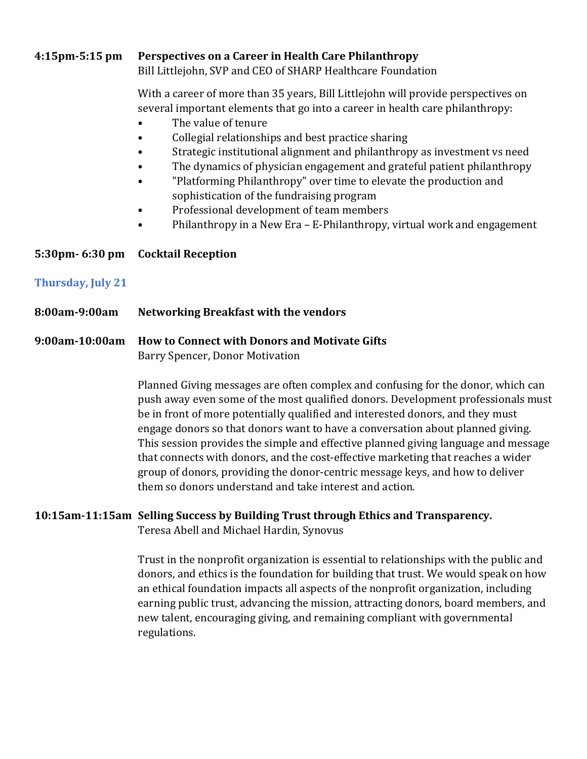**4:15pm-5:15 pm** **Perspectives on a Career in Health Care Philanthropy**
Bill Littlejohn, SVP and CEO of SHARP Healthcare Foundation

With a career of more than 35 years, Bill Littlejohn will provide perspectives on several important elements that go into a career in health care philanthropy:

- The value of tenure
- Collegial relationships and best practice sharing
- Strategic institutional alignment and philanthropy as investment vs need
- The dynamics of physician engagement and grateful patient philanthropy
- "Platforming Philanthropy" over time to elevate the production and sophistication of the fundraising program
- Professional development of team members
- Philanthropy in a New Era – E-Philanthropy, virtual work and engagement

**5:30pm- 6:30 pm** **Cocktail Reception**

## Thursday, July 21

**8:00am-9:00am** **Networking Breakfast with the vendors**

**9:00am-10:00am** **How to Connect with Donors and Motivate Gifts**
Barry Spencer, Donor Motivation

Planned Giving messages are often complex and confusing for the donor, which can push away even some of the most qualified donors. Development professionals must be in front of more potentially qualified and interested donors, and they must engage donors so that donors want to have a conversation about planned giving. This session provides the simple and effective planned giving language and message that connects with donors, and the cost-effective marketing that reaches a wider group of donors, providing the donor-centric message keys, and how to deliver them so donors understand and take interest and action.

**10:15am-11:15am** **Selling Success by Building Trust through Ethics and Transparency.**
Teresa Abell and Michael Hardin, Synovus

Trust in the nonprofit organization is essential to relationships with the public and donors, and ethics is the foundation for building that trust. We would speak on how an ethical foundation impacts all aspects of the nonprofit organization, including earning public trust, advancing the mission, attracting donors, board members, and new talent, encouraging giving, and remaining compliant with governmental regulations.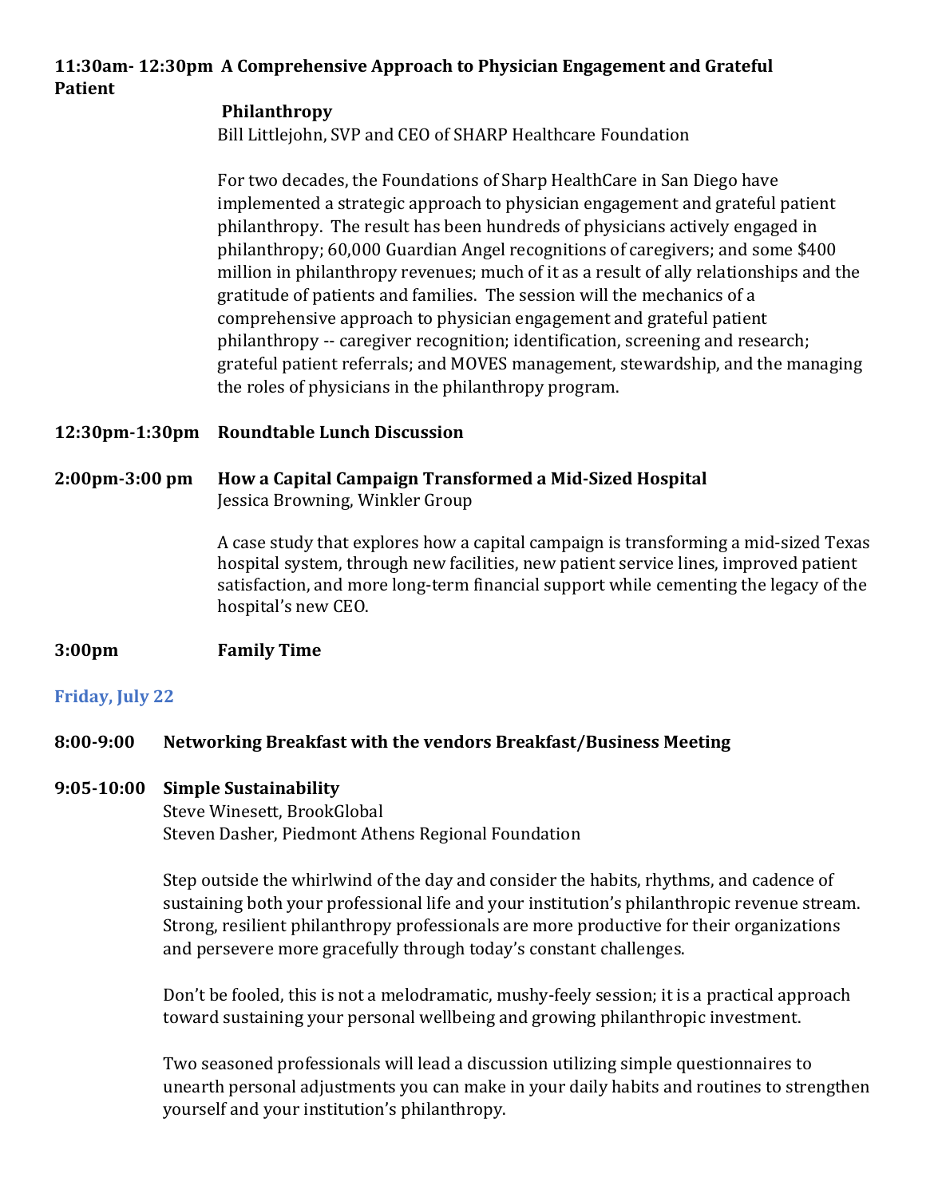**11:30am- 12:30pm A Comprehensive Approach to Physician Engagement and Grateful Patient Philanthropy**

Bill Littlejohn, SVP and CEO of SHARP Healthcare Foundation

For two decades, the Foundations of Sharp HealthCare in San Diego have implemented a strategic approach to physician engagement and grateful patient philanthropy. The result has been hundreds of physicians actively engaged in philanthropy; 60,000 Guardian Angel recognitions of caregivers; and some $400 million in philanthropy revenues; much of it as a result of ally relationships and the gratitude of patients and families. The session will the mechanics of a comprehensive approach to physician engagement and grateful patient philanthropy -- caregiver recognition; identification, screening and research; grateful patient referrals; and MOVES management, stewardship, and the managing the roles of physicians in the philanthropy program.

**12:30pm-1:30pm Roundtable Lunch Discussion**

**2:00pm-3:00 pm How a Capital Campaign Transformed a Mid-Sized Hospital**

Jessica Browning, Winkler Group

A case study that explores how a capital campaign is transforming a mid-sized Texas hospital system, through new facilities, new patient service lines, improved patient satisfaction, and more long-term financial support while cementing the legacy of the hospital's new CEO.

**3:00pm Family Time**

## Friday, July 22

**8:00-9:00 Networking Breakfast with the vendors Breakfast/Business Meeting**

**9:05-10:00 Simple Sustainability**

Steve Winesett, BrookGlobal
Steven Dasher, Piedmont Athens Regional Foundation

Step outside the whirlwind of the day and consider the habits, rhythms, and cadence of sustaining both your professional life and your institution's philanthropic revenue stream. Strong, resilient philanthropy professionals are more productive for their organizations and persevere more gracefully through today's constant challenges.

Don't be fooled, this is not a melodramatic, mushy-feely session; it is a practical approach toward sustaining your personal wellbeing and growing philanthropic investment.

Two seasoned professionals will lead a discussion utilizing simple questionnaires to unearth personal adjustments you can make in your daily habits and routines to strengthen yourself and your institution's philanthropy.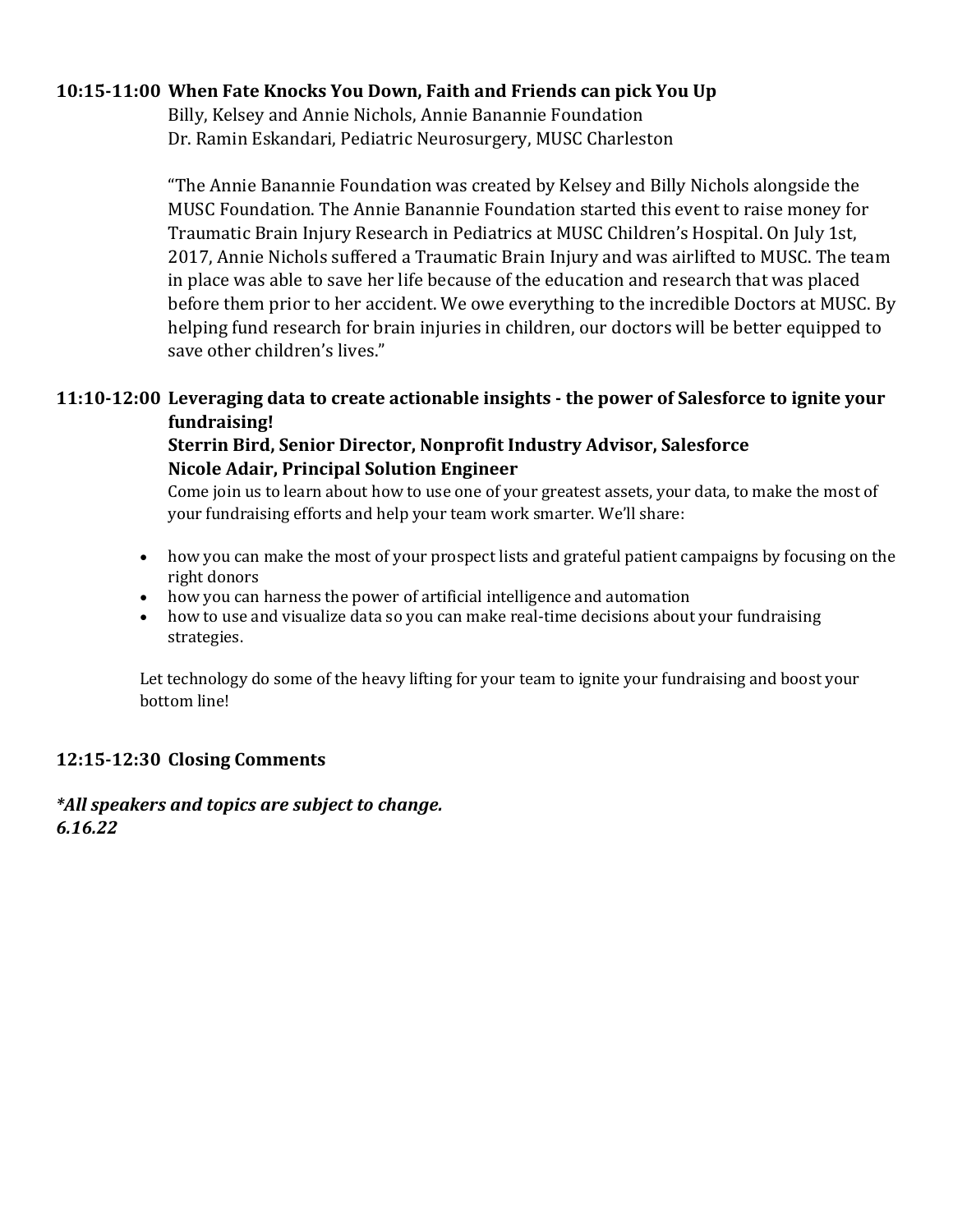**10:15-11:00 When Fate Knocks You Down, Faith and Friends can pick You Up**

Billy, Kelsey and Annie Nichols, Annie Banannie Foundation
Dr. Ramin Eskandari, Pediatric Neurosurgery, MUSC Charleston

"The Annie Banannie Foundation was created by Kelsey and Billy Nichols alongside the MUSC Foundation. The Annie Banannie Foundation started this event to raise money for Traumatic Brain Injury Research in Pediatrics at MUSC Children's Hospital. On July 1st, 2017, Annie Nichols suffered a Traumatic Brain Injury and was airlifted to MUSC. The team in place was able to save her life because of the education and research that was placed before them prior to her accident. We owe everything to the incredible Doctors at MUSC. By helping fund research for brain injuries in children, our doctors will be better equipped to save other children's lives."

**11:10-12:00 Leveraging data to create actionable insights - the power of Salesforce to ignite your fundraising!**

**Sterrin Bird, Senior Director, Nonprofit Industry Advisor, Salesforce**
**Nicole Adair, Principal Solution Engineer**

Come join us to learn about how to use one of your greatest assets, your data, to make the most of your fundraising efforts and help your team work smarter. We'll share:

- how you can make the most of your prospect lists and grateful patient campaigns by focusing on the right donors
- how you can harness the power of artificial intelligence and automation
- how to use and visualize data so you can make real-time decisions about your fundraising strategies.

Let technology do some of the heavy lifting for your team to ignite your fundraising and boost your bottom line!

**12:15-12:30 Closing Comments**

***All speakers and topics are subject to change.***
***6.16.22***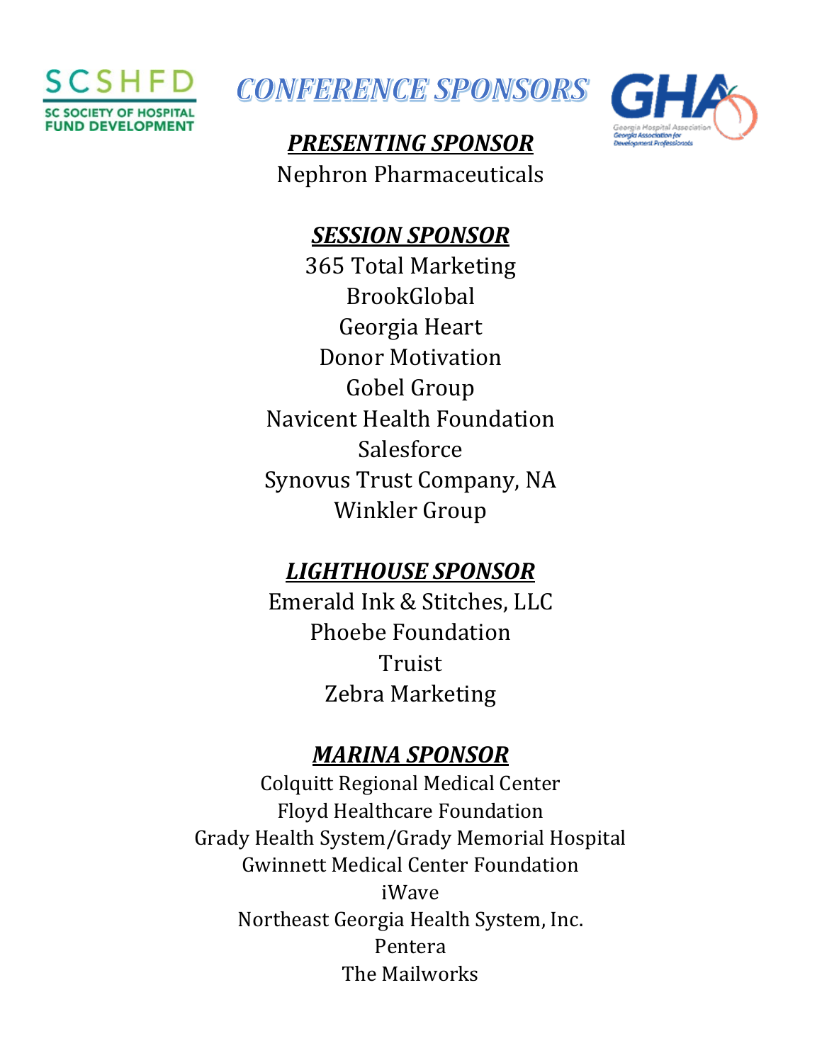SCSHFD
SC SOCIETY OF HOSPITAL FUND DEVELOPMENT

# *CONFERENCE SPONSORS*

GHA
Georgia Hospital Association
Georgia Association for Development Professionals

## ***PRESENTING SPONSOR***

Nephron Pharmaceuticals

## ***SESSION SPONSOR***

365 Total Marketing
BrookGlobal
Georgia Heart
Donor Motivation
Gobel Group
Navicent Health Foundation
Salesforce
Synovus Trust Company, NA
Winkler Group

## ***LIGHTHOUSE SPONSOR***

Emerald Ink & Stitches, LLC
Phoebe Foundation
Truist
Zebra Marketing

## ***MARINA SPONSOR***

Colquitt Regional Medical Center
Floyd Healthcare Foundation
Grady Health System/Grady Memorial Hospital
Gwinnett Medical Center Foundation
iWave
Northeast Georgia Health System, Inc.
Pentera
The Mailworks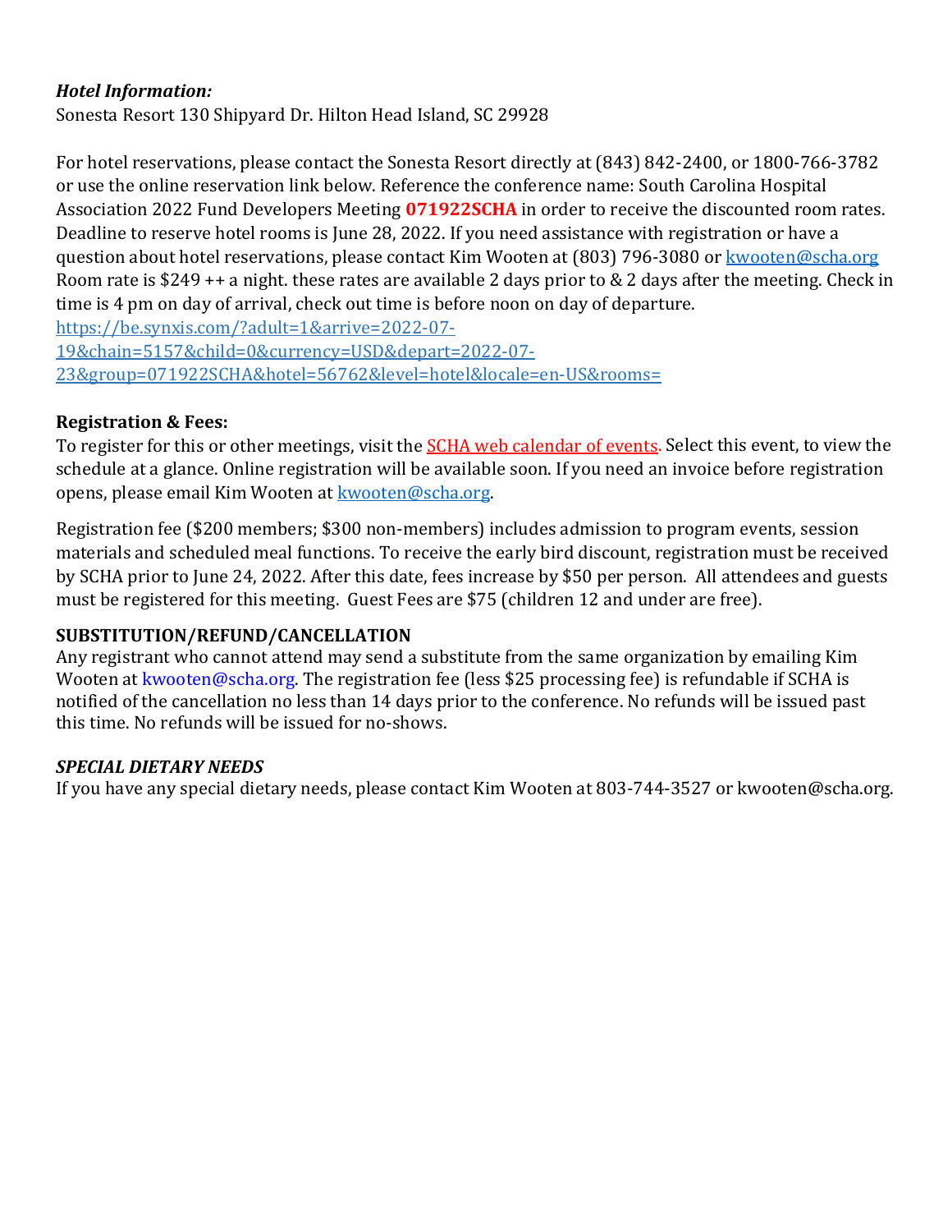***Hotel Information:***
Sonesta Resort 130 Shipyard Dr. Hilton Head Island, SC 29928

For hotel reservations, please contact the Sonesta Resort directly at (843) 842-2400, or 1800-766-3782 or use the online reservation link below. Reference the conference name: South Carolina Hospital Association 2022 Fund Developers Meeting **071922SCHA** in order to receive the discounted room rates. Deadline to reserve hotel rooms is June 28, 2022. If you need assistance with registration or have a question about hotel reservations, please contact Kim Wooten at (803) 796-3080 or [kwooten@scha.org](mailto:kwooten@scha.org)
Room rate is $249 ++ a night. these rates are available 2 days prior to & 2 days after the meeting. Check in time is 4 pm on day of arrival, check out time is before noon on day of departure.
[https://be.synxis.com/?adult=1&arrive=2022-07-19&chain=5157&child=0&currency=USD&depart=2022-07-23&group=071922SCHA&hotel=56762&level=hotel&locale=en-US&rooms=](https://be.synxis.com/?adult=1&arrive=2022-07-19&chain=5157&child=0&currency=USD&depart=2022-07-23&group=071922SCHA&hotel=56762&level=hotel&locale=en-US&rooms=)

**Registration & Fees:**
To register for this or other meetings, visit the SCHA web calendar of events. Select this event, to view the schedule at a glance. Online registration will be available soon. If you need an invoice before registration opens, please email Kim Wooten at [kwooten@scha.org](mailto:kwooten@scha.org).

Registration fee ($200 members; $300 non-members) includes admission to program events, session materials and scheduled meal functions. To receive the early bird discount, registration must be received by SCHA prior to June 24, 2022. After this date, fees increase by $50 per person. All attendees and guests must be registered for this meeting. Guest Fees are $75 (children 12 and under are free).

**SUBSTITUTION/REFUND/CANCELLATION**
Any registrant who cannot attend may send a substitute from the same organization by emailing Kim Wooten at kwooten@scha.org. The registration fee (less $25 processing fee) is refundable if SCHA is notified of the cancellation no less than 14 days prior to the conference. No refunds will be issued past this time. No refunds will be issued for no-shows.

***SPECIAL DIETARY NEEDS***
If you have any special dietary needs, please contact Kim Wooten at 803-744-3527 or kwooten@scha.org.